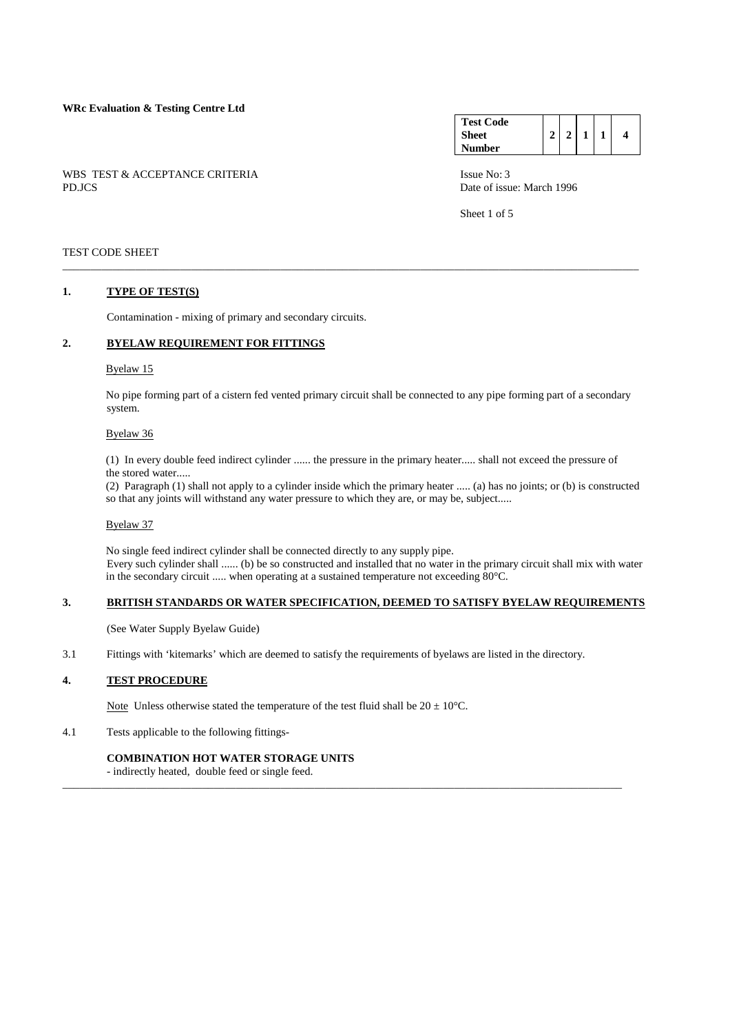**WRc Evaluation & Testing Centre Ltd**

| Test Code Sheet Number | 2 | 2 | 1 | 1 | 4 |
|---|---|---|---|---|---|

WBS TEST & ACCEPTANCE CRITERIA
PD.JCS

Issue No: 3
Date of issue: March 1996

TEST CODE SHEET

## 1. TYPE OF TEST(S)

Contamination - mixing of primary and secondary circuits.

## 2. BYELAW REQUIREMENT FOR FITTINGS

Byelaw 15

No pipe forming part of a cistern fed vented primary circuit shall be connected to any pipe forming part of a secondary system.

Byelaw 36

(1) In every double feed indirect cylinder ...... the pressure in the primary heater..... shall not exceed the pressure of the stored water.....
(2) Paragraph (1) shall not apply to a cylinder inside which the primary heater ..... (a) has no joints; or (b) is constructed so that any joints will withstand any water pressure to which they are, or may be, subject.....

Byelaw 37

No single feed indirect cylinder shall be connected directly to any supply pipe.
Every such cylinder shall ...... (b) be so constructed and installed that no water in the primary circuit shall mix with water in the secondary circuit ..... when operating at a sustained temperature not exceeding 80°C.

## 3. BRITISH STANDARDS OR WATER SPECIFICATION, DEEMED TO SATISFY BYELAW REQUIREMENTS

(See Water Supply Byelaw Guide)

3.1 Fittings with 'kitemarks' which are deemed to satisfy the requirements of byelaws are listed in the directory.

## 4. TEST PROCEDURE

Note Unless otherwise stated the temperature of the test fluid shall be $20 \pm 10$°C.

4.1 Tests applicable to the following fittings-

**COMBINATION HOT WATER STORAGE UNITS**
- indirectly heated, double feed or single feed.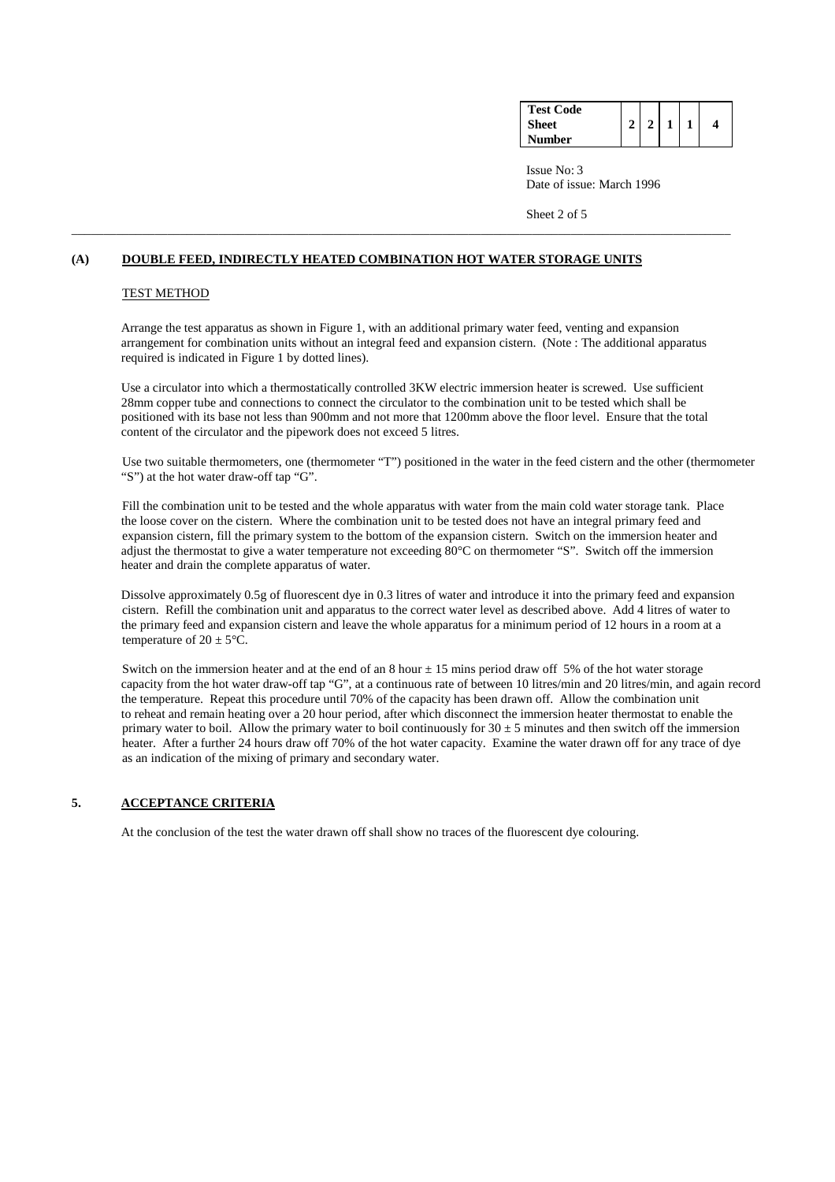## (A) DOUBLE FEED, INDIRECTLY HEATED COMBINATION HOT WATER STORAGE UNITS

TEST METHOD

Arrange the test apparatus as shown in Figure 1, with an additional primary water feed, venting and expansion arrangement for combination units without an integral feed and expansion cistern. (Note : The additional apparatus required is indicated in Figure 1 by dotted lines).

Use a circulator into which a thermostatically controlled 3KW electric immersion heater is screwed. Use sufficient 28mm copper tube and connections to connect the circulator to the combination unit to be tested which shall be positioned with its base not less than 900mm and not more that 1200mm above the floor level. Ensure that the total content of the circulator and the pipework does not exceed 5 litres.

Use two suitable thermometers, one (thermometer "T") positioned in the water in the feed cistern and the other (thermometer "S") at the hot water draw-off tap "G".

Fill the combination unit to be tested and the whole apparatus with water from the main cold water storage tank. Place the loose cover on the cistern. Where the combination unit to be tested does not have an integral primary feed and expansion cistern, fill the primary system to the bottom of the expansion cistern. Switch on the immersion heater and adjust the thermostat to give a water temperature not exceeding 80°C on thermometer "S". Switch off the immersion heater and drain the complete apparatus of water.

Dissolve approximately 0.5g of fluorescent dye in 0.3 litres of water and introduce it into the primary feed and expansion cistern. Refill the combination unit and apparatus to the correct water level as described above. Add 4 litres of water to the primary feed and expansion cistern and leave the whole apparatus for a minimum period of 12 hours in a room at a temperature of $20 \pm 5$°C.

Switch on the immersion heater and at the end of an 8 hour $\pm$ 15 mins period draw off 5% of the hot water storage capacity from the hot water draw-off tap "G", at a continuous rate of between 10 litres/min and 20 litres/min, and again record the temperature. Repeat this procedure until 70% of the capacity has been drawn off. Allow the combination unit to reheat and remain heating over a 20 hour period, after which disconnect the immersion heater thermostat to enable the primary water to boil. Allow the primary water to boil continuously for $30 \pm 5$ minutes and then switch off the immersion heater. After a further 24 hours draw off 70% of the hot water capacity. Examine the water drawn off for any trace of dye as an indication of the mixing of primary and secondary water.

## 5. ACCEPTANCE CRITERIA

At the conclusion of the test the water drawn off shall show no traces of the fluorescent dye colouring.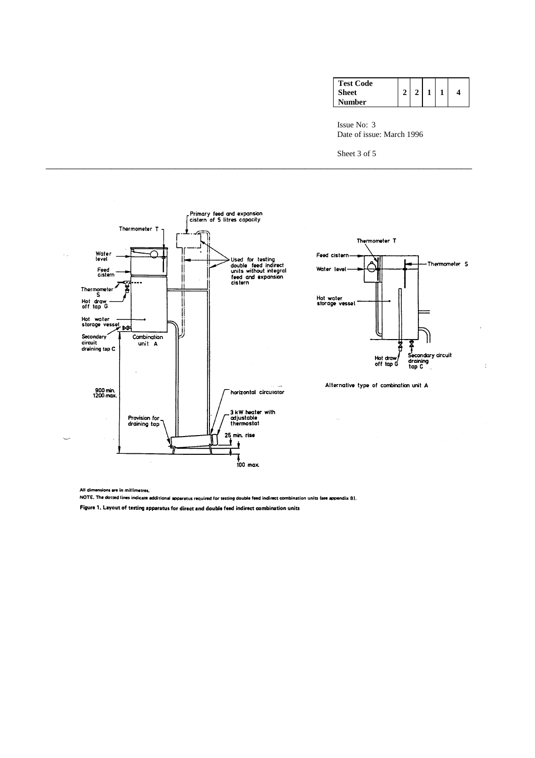All dimensions are in millimetres.

NOTE. The dotted lines indicate additional apparatus required for testing double feed indirect combination units (see appendix B).

**Figure 1. Layout of testing apparatus for direct and double feed indirect combination units**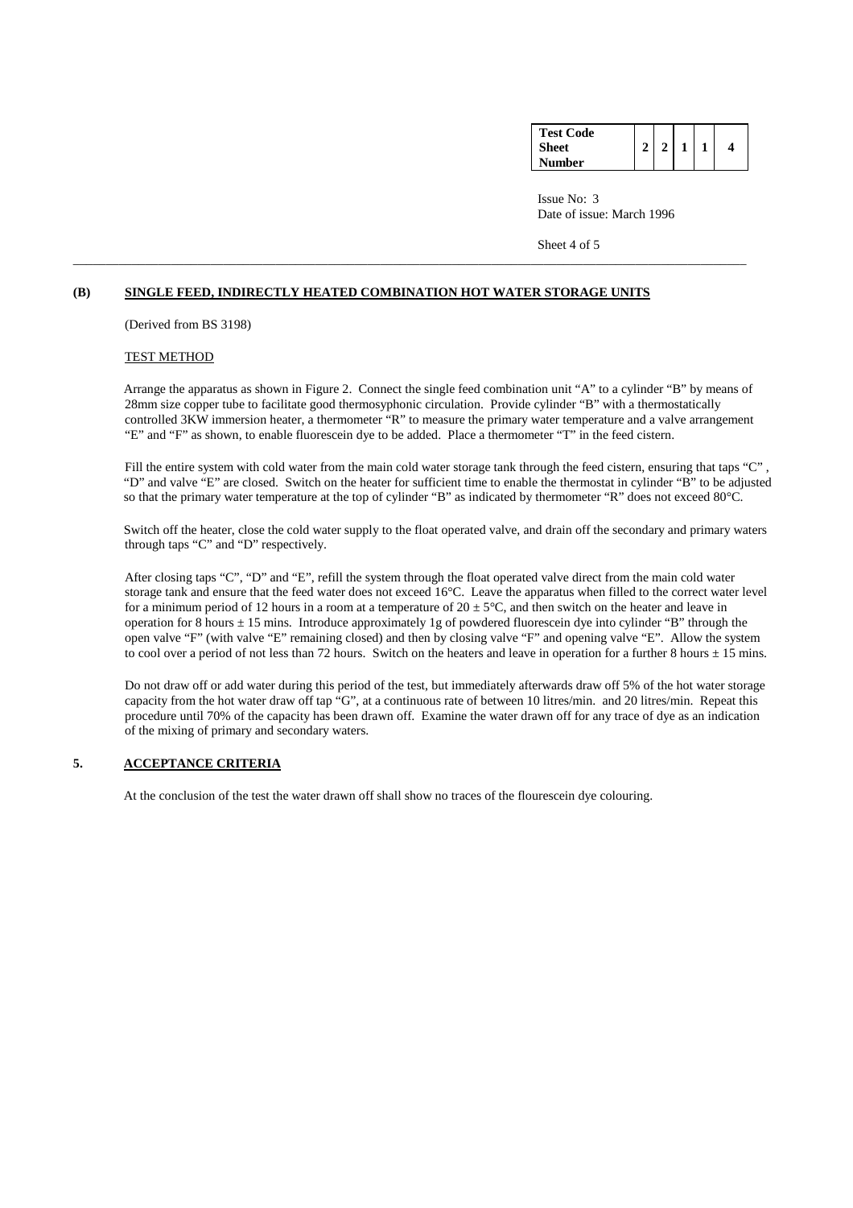## (B) SINGLE FEED, INDIRECTLY HEATED COMBINATION HOT WATER STORAGE UNITS

(Derived from BS 3198)

TEST METHOD

Arrange the apparatus as shown in Figure 2. Connect the single feed combination unit "A" to a cylinder "B" by means of 28mm size copper tube to facilitate good thermosyphonic circulation. Provide cylinder "B" with a thermostatically controlled 3KW immersion heater, a thermometer "R" to measure the primary water temperature and a valve arrangement "E" and "F" as shown, to enable fluorescein dye to be added. Place a thermometer "T" in the feed cistern.

Fill the entire system with cold water from the main cold water storage tank through the feed cistern, ensuring that taps "C", "D" and valve "E" are closed. Switch on the heater for sufficient time to enable the thermostat in cylinder "B" to be adjusted so that the primary water temperature at the top of cylinder "B" as indicated by thermometer "R" does not exceed 80°C.

Switch off the heater, close the cold water supply to the float operated valve, and drain off the secondary and primary waters through taps "C" and "D" respectively.

After closing taps "C", "D" and "E", refill the system through the float operated valve direct from the main cold water storage tank and ensure that the feed water does not exceed 16°C. Leave the apparatus when filled to the correct water level for a minimum period of 12 hours in a room at a temperature of $20 \pm 5$°C, and then switch on the heater and leave in operation for 8 hours $\pm$ 15 mins. Introduce approximately 1g of powdered fluorescein dye into cylinder "B" through the open valve "F" (with valve "E" remaining closed) and then by closing valve "F" and opening valve "E". Allow the system to cool over a period of not less than 72 hours. Switch on the heaters and leave in operation for a further 8 hours $\pm$ 15 mins.

Do not draw off or add water during this period of the test, but immediately afterwards draw off 5% of the hot water storage capacity from the hot water draw off tap "G", at a continuous rate of between 10 litres/min. and 20 litres/min. Repeat this procedure until 70% of the capacity has been drawn off. Examine the water drawn off for any trace of dye as an indication of the mixing of primary and secondary waters.

## 5. ACCEPTANCE CRITERIA

At the conclusion of the test the water drawn off shall show no traces of the flourescein dye colouring.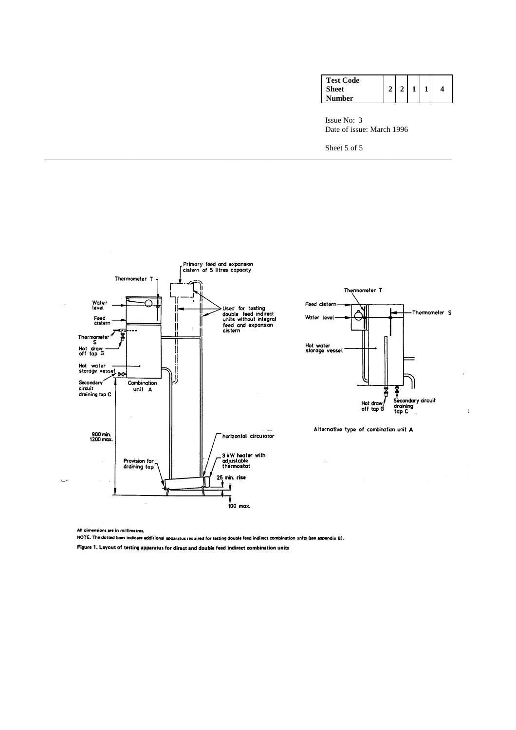| Test Code Sheet Number | 2 | 2 | 1 | 1 | 4 |
|---|---|---|---|---|---|

Issue No: 3
Date of issue: March 1996

Thermometer T
Water level
Feed cistern
Thermometer S
Hot draw off tap G
Hot water storage vessel
Secondary circuit draining tap C
Combination unit A
Primary feed and expansion cistern of 5 litres capacity
Used for testing double feed indirect units without integral feed and expansion cistern
900 min. 1200 max.
horizontal circulator
3 kW heater with adjustable thermostat
Provision for draining tap
25 min. rise
100 max.

Thermometer T
Feed cistern
Water level
Thermometer S
Hot water storage vessel
Hot draw off tap G
Secondary circuit draining tap C

Alternative type of combination unit A

All dimensions are in millimetres.

NOTE. The dotted lines indicate additional apparatus required for testing double feed indirect combination units (see appendix B).

**Figure 1. Layout of testing apparatus for direct and double feed indirect combination units**